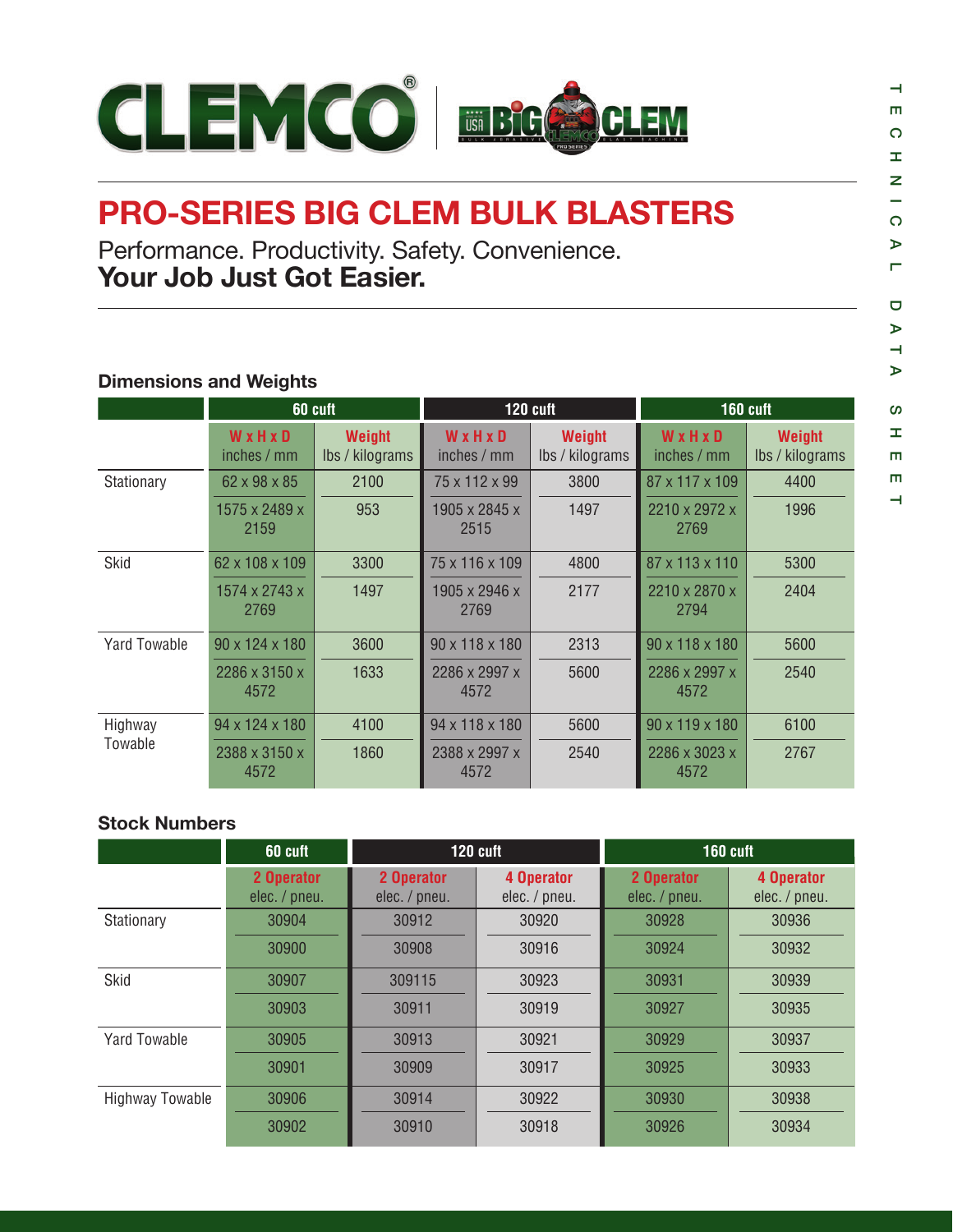# PRO-SERIES BIG CLEM BULK BLASTERS

Performance. Productivity. Safety. Convenience.
**Your Job Just Got Easier.**

### Dimensions and Weights

| | 60 cuft | | 120 cuft | | 160 cuft | |
|---|---|---|---|---|---|---|
| | W x H x D inches / mm | Weight lbs / kilograms | W x H x D inches / mm | Weight lbs / kilograms | W x H x D inches / mm | Weight lbs / kilograms |
| Stationary | 62 x 98 x 85 | 2100 | 75 x 112 x 99 | 3800 | 87 x 117 x 109 | 4400 |
| | 1575 x 2489 x 2159 | 953 | 1905 x 2845 x 2515 | 1497 | 2210 x 2972 x 2769 | 1996 |
| Skid | 62 x 108 x 109 | 3300 | 75 x 116 x 109 | 4800 | 87 x 113 x 110 | 5300 |
| | 1574 x 2743 x 2769 | 1497 | 1905 x 2946 x 2769 | 2177 | 2210 x 2870 x 2794 | 2404 |
| Yard Towable | 90 x 124 x 180 | 3600 | 90 x 118 x 180 | 2313 | 90 x 118 x 180 | 5600 |
| | 2286 x 3150 x 4572 | 1633 | 2286 x 2997 x 4572 | 5600 | 2286 x 2997 x 4572 | 2540 |
| Highway Towable | 94 x 124 x 180 | 4100 | 94 x 118 x 180 | 5600 | 90 x 119 x 180 | 6100 |
| | 2388 x 3150 x 4572 | 1860 | 2388 x 2997 x 4572 | 2540 | 2286 x 3023 x 4572 | 2767 |

### Stock Numbers

| | 60 cuft | 120 cuft | | 160 cuft | |
|---|---|---|---|---|---|
| | 2 Operator elec. / pneu. | 2 Operator elec. / pneu. | 4 Operator elec. / pneu. | 2 Operator elec. / pneu. | 4 Operator elec. / pneu. |
| Stationary | 30904 | 30912 | 30920 | 30928 | 30936 |
| | 30900 | 30908 | 30916 | 30924 | 30932 |
| Skid | 30907 | 309115 | 30923 | 30931 | 30939 |
| | 30903 | 30911 | 30919 | 30927 | 30935 |
| Yard Towable | 30905 | 30913 | 30921 | 30929 | 30937 |
| | 30901 | 30909 | 30917 | 30925 | 30933 |
| Highway Towable | 30906 | 30914 | 30922 | 30930 | 30938 |
| | 30902 | 30910 | 30918 | 30926 | 30934 |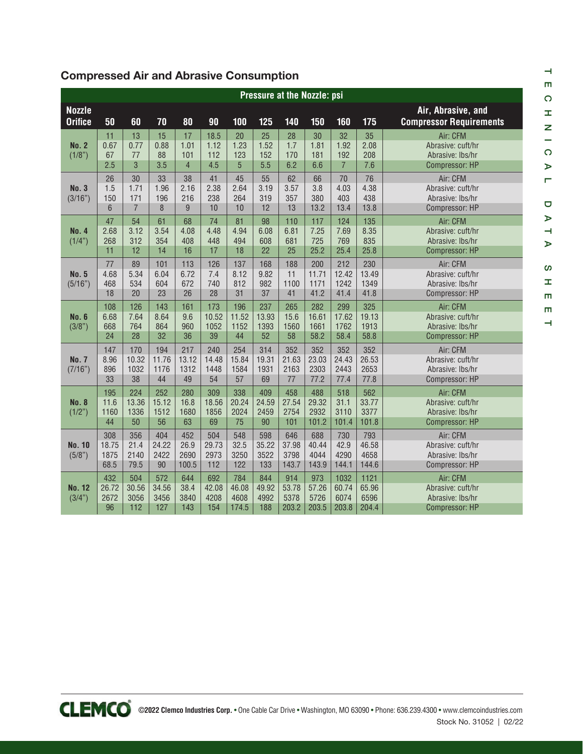## Compressed Air and Abrasive Consumption

| Nozzle Orifice | Pressure at the Nozzle: psi 50 | 60 | 70 | 80 | 90 | 100 | 125 | 140 | 150 | 160 | 175 | Air, Abrasive, and Compressor Requirements |
|---|---|---|---|---|---|---|---|---|---|---|---|---|
| No. 2 (1/8") | 11 | 13 | 15 | 17 | 18.5 | 20 | 25 | 28 | 30 | 32 | 35 | Air: CFM |
| | 0.67 | 0.77 | 0.88 | 1.01 | 1.12 | 1.23 | 1.52 | 1.7 | 1.81 | 1.92 | 2.08 | Abrasive: cuft/hr |
| | 67 | 77 | 88 | 101 | 112 | 123 | 152 | 170 | 181 | 192 | 208 | Abrasive: lbs/hr |
| | 2.5 | 3 | 3.5 | 4 | 4.5 | 5 | 5.5 | 6.2 | 6.6 | 7 | 7.6 | Compressor: HP |
| No. 3 (3/16") | 26 | 30 | 33 | 38 | 41 | 45 | 55 | 62 | 66 | 70 | 76 | Air: CFM |
| | 1.5 | 1.71 | 1.96 | 2.16 | 2.38 | 2.64 | 3.19 | 3.57 | 3.8 | 4.03 | 4.38 | Abrasive: cuft/hr |
| | 150 | 171 | 196 | 216 | 238 | 264 | 319 | 357 | 380 | 403 | 438 | Abrasive: lbs/hr |
| | 6 | 7 | 8 | 9 | 10 | 10 | 12 | 13 | 13.2 | 13.4 | 13.8 | Compressor: HP |
| No. 4 (1/4") | 47 | 54 | 61 | 68 | 74 | 81 | 98 | 110 | 117 | 124 | 135 | Air: CFM |
| | 2.68 | 3.12 | 3.54 | 4.08 | 4.48 | 4.94 | 6.08 | 6.81 | 7.25 | 7.69 | 8.35 | Abrasive: cuft/hr |
| | 268 | 312 | 354 | 408 | 448 | 494 | 608 | 681 | 725 | 769 | 835 | Abrasive: lbs/hr |
| | 11 | 12 | 14 | 16 | 17 | 18 | 22 | 25 | 25.2 | 25.4 | 25.8 | Compressor: HP |
| No. 5 (5/16") | 77 | 89 | 101 | 113 | 126 | 137 | 168 | 188 | 200 | 212 | 230 | Air: CFM |
| | 4.68 | 5.34 | 6.04 | 6.72 | 7.4 | 8.12 | 9.82 | 11 | 11.71 | 12.42 | 13.49 | Abrasive: cuft/hr |
| | 468 | 534 | 604 | 672 | 740 | 812 | 982 | 1100 | 1171 | 1242 | 1349 | Abrasive: lbs/hr |
| | 18 | 20 | 23 | 26 | 28 | 31 | 37 | 41 | 41.2 | 41.4 | 41.8 | Compressor: HP |
| No. 6 (3/8") | 108 | 126 | 143 | 161 | 173 | 196 | 237 | 265 | 282 | 299 | 325 | Air: CFM |
| | 6.68 | 7.64 | 8.64 | 9.6 | 10.52 | 11.52 | 13.93 | 15.6 | 16.61 | 17.62 | 19.13 | Abrasive: cuft/hr |
| | 668 | 764 | 864 | 960 | 1052 | 1152 | 1393 | 1560 | 1661 | 1762 | 1913 | Abrasive: lbs/hr |
| | 24 | 28 | 32 | 36 | 39 | 44 | 52 | 58 | 58.2 | 58.4 | 58.8 | Compressor: HP |
| No. 7 (7/16") | 147 | 170 | 194 | 217 | 240 | 254 | 314 | 352 | 352 | 352 | 352 | Air: CFM |
| | 8.96 | 10.32 | 11.76 | 13.12 | 14.48 | 15.84 | 19.31 | 21.63 | 23.03 | 24.43 | 26.53 | Abrasive: cuft/hr |
| | 896 | 1032 | 1176 | 1312 | 1448 | 1584 | 1931 | 2163 | 2303 | 2443 | 2653 | Abrasive: lbs/hr |
| | 33 | 38 | 44 | 49 | 54 | 57 | 69 | 77 | 77.2 | 77.4 | 77.8 | Compressor: HP |
| No. 8 (1/2") | 195 | 224 | 252 | 280 | 309 | 338 | 409 | 458 | 488 | 518 | 562 | Air: CFM |
| | 11.6 | 13.36 | 15.12 | 16.8 | 18.56 | 20.24 | 24.59 | 27.54 | 29.32 | 31.1 | 33.77 | Abrasive: cuft/hr |
| | 1160 | 1336 | 1512 | 1680 | 1856 | 2024 | 2459 | 2754 | 2932 | 3110 | 3377 | Abrasive: lbs/hr |
| | 44 | 50 | 56 | 63 | 69 | 75 | 90 | 101 | 101.2 | 101.4 | 101.8 | Compressor: HP |
| No. 10 (5/8") | 308 | 356 | 404 | 452 | 504 | 548 | 598 | 646 | 688 | 730 | 793 | Air: CFM |
| | 18.75 | 21.4 | 24.22 | 26.9 | 29.73 | 32.5 | 35.22 | 37.98 | 40.44 | 42.9 | 46.58 | Abrasive: cuft/hr |
| | 1875 | 2140 | 2422 | 2690 | 2973 | 3250 | 3522 | 3798 | 4044 | 4290 | 4658 | Abrasive: lbs/hr |
| | 68.5 | 79.5 | 90 | 100.5 | 112 | 122 | 133 | 143.7 | 143.9 | 144.1 | 144.6 | Compressor: HP |
| No. 12 (3/4") | 432 | 504 | 572 | 644 | 692 | 784 | 844 | 914 | 973 | 1032 | 1121 | Air: CFM |
| | 26.72 | 30.56 | 34.56 | 38.4 | 42.08 | 46.08 | 49.92 | 53.78 | 57.26 | 60.74 | 65.96 | Abrasive: cuft/hr |
| | 2672 | 3056 | 3456 | 3840 | 4208 | 4608 | 4992 | 5378 | 5726 | 6074 | 6596 | Abrasive: lbs/hr |
| | 96 | 112 | 127 | 143 | 154 | 174.5 | 188 | 203.2 | 203.5 | 203.8 | 204.4 | Compressor: HP |

CLEMCO ©2022 Clemco Industries Corp. • One Cable Car Drive • Washington, MO 63090 • Phone: 636.239.4300 • www.clemcoindustries.com

Stock No. 31052 | 02/22